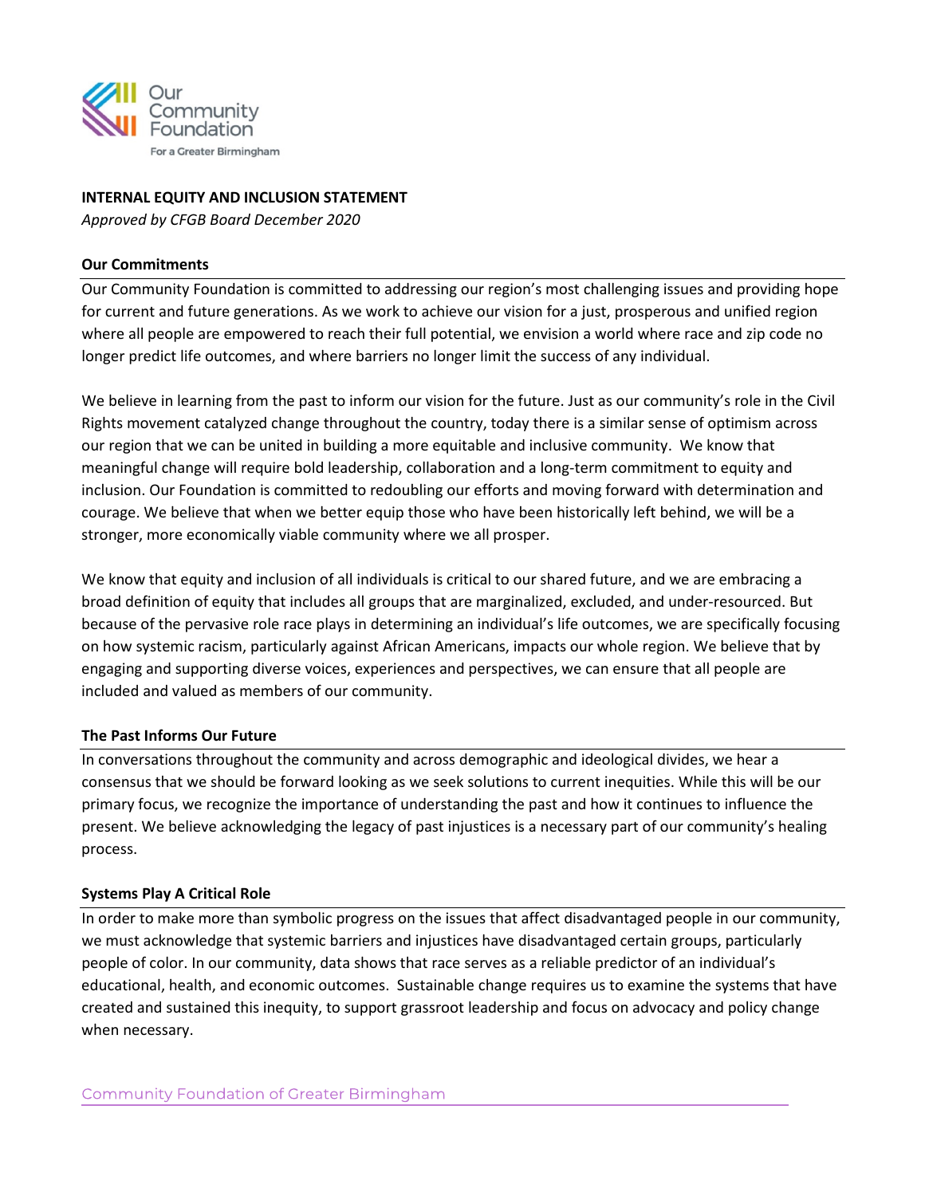Our Community Foundation

For a Greater Birmingham

**INTERNAL EQUITY AND INCLUSION STATEMENT**

*Approved by CFGB Board December 2020*

## Our Commitments

Our Community Foundation is committed to addressing our region's most challenging issues and providing hope for current and future generations. As we work to achieve our vision for a just, prosperous and unified region where all people are empowered to reach their full potential, we envision a world where race and zip code no longer predict life outcomes, and where barriers no longer limit the success of any individual.

We believe in learning from the past to inform our vision for the future. Just as our community's role in the Civil Rights movement catalyzed change throughout the country, today there is a similar sense of optimism across our region that we can be united in building a more equitable and inclusive community. We know that meaningful change will require bold leadership, collaboration and a long-term commitment to equity and inclusion. Our Foundation is committed to redoubling our efforts and moving forward with determination and courage. We believe that when we better equip those who have been historically left behind, we will be a stronger, more economically viable community where we all prosper.

We know that equity and inclusion of all individuals is critical to our shared future, and we are embracing a broad definition of equity that includes all groups that are marginalized, excluded, and under-resourced. But because of the pervasive role race plays in determining an individual's life outcomes, we are specifically focusing on how systemic racism, particularly against African Americans, impacts our whole region. We believe that by engaging and supporting diverse voices, experiences and perspectives, we can ensure that all people are included and valued as members of our community.

## The Past Informs Our Future

In conversations throughout the community and across demographic and ideological divides, we hear a consensus that we should be forward looking as we seek solutions to current inequities. While this will be our primary focus, we recognize the importance of understanding the past and how it continues to influence the present. We believe acknowledging the legacy of past injustices is a necessary part of our community's healing process.

## Systems Play A Critical Role

In order to make more than symbolic progress on the issues that affect disadvantaged people in our community, we must acknowledge that systemic barriers and injustices have disadvantaged certain groups, particularly people of color. In our community, data shows that race serves as a reliable predictor of an individual's educational, health, and economic outcomes. Sustainable change requires us to examine the systems that have created and sustained this inequity, to support grassroot leadership and focus on advocacy and policy change when necessary.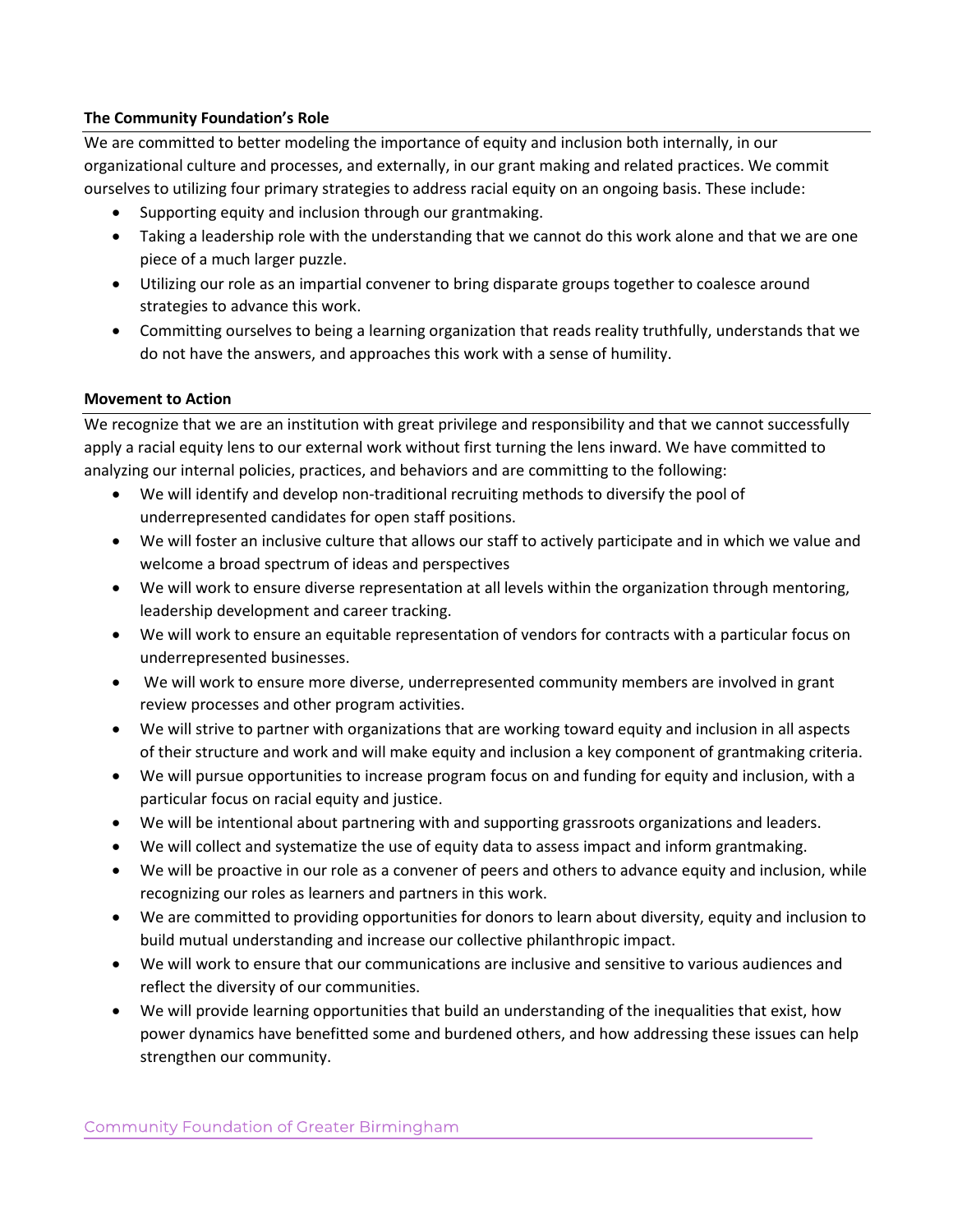**The Community Foundation's Role**

We are committed to better modeling the importance of equity and inclusion both internally, in our organizational culture and processes, and externally, in our grant making and related practices. We commit ourselves to utilizing four primary strategies to address racial equity on an ongoing basis. These include:

- Supporting equity and inclusion through our grantmaking.
- Taking a leadership role with the understanding that we cannot do this work alone and that we are one piece of a much larger puzzle.
- Utilizing our role as an impartial convener to bring disparate groups together to coalesce around strategies to advance this work.
- Committing ourselves to being a learning organization that reads reality truthfully, understands that we do not have the answers, and approaches this work with a sense of humility.

**Movement to Action**

We recognize that we are an institution with great privilege and responsibility and that we cannot successfully apply a racial equity lens to our external work without first turning the lens inward. We have committed to analyzing our internal policies, practices, and behaviors and are committing to the following:

- We will identify and develop non-traditional recruiting methods to diversify the pool of underrepresented candidates for open staff positions.
- We will foster an inclusive culture that allows our staff to actively participate and in which we value and welcome a broad spectrum of ideas and perspectives
- We will work to ensure diverse representation at all levels within the organization through mentoring, leadership development and career tracking.
- We will work to ensure an equitable representation of vendors for contracts with a particular focus on underrepresented businesses.
- We will work to ensure more diverse, underrepresented community members are involved in grant review processes and other program activities.
- We will strive to partner with organizations that are working toward equity and inclusion in all aspects of their structure and work and will make equity and inclusion a key component of grantmaking criteria.
- We will pursue opportunities to increase program focus on and funding for equity and inclusion, with a particular focus on racial equity and justice.
- We will be intentional about partnering with and supporting grassroots organizations and leaders.
- We will collect and systematize the use of equity data to assess impact and inform grantmaking.
- We will be proactive in our role as a convener of peers and others to advance equity and inclusion, while recognizing our roles as learners and partners in this work.
- We are committed to providing opportunities for donors to learn about diversity, equity and inclusion to build mutual understanding and increase our collective philanthropic impact.
- We will work to ensure that our communications are inclusive and sensitive to various audiences and reflect the diversity of our communities.
- We will provide learning opportunities that build an understanding of the inequalities that exist, how power dynamics have benefitted some and burdened others, and how addressing these issues can help strengthen our community.